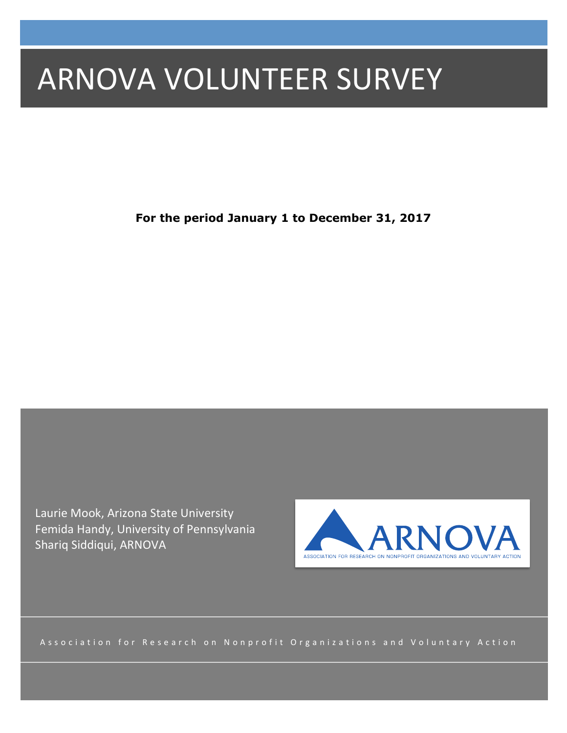# ARNOVA VOLUNTEER SURVEY

**For the period January 1 to December 31, 2017**

Laurie Mook, Arizona State University
Femida Handy, University of Pennsylvania
Shariq Siddiqui, ARNOVA

ARNOVA
ASSOCIATION FOR RESEARCH ON NONPROFIT ORGANIZATIONS AND VOLUNTARY ACTION

Association for Research on Nonprofit Organizations and Voluntary Action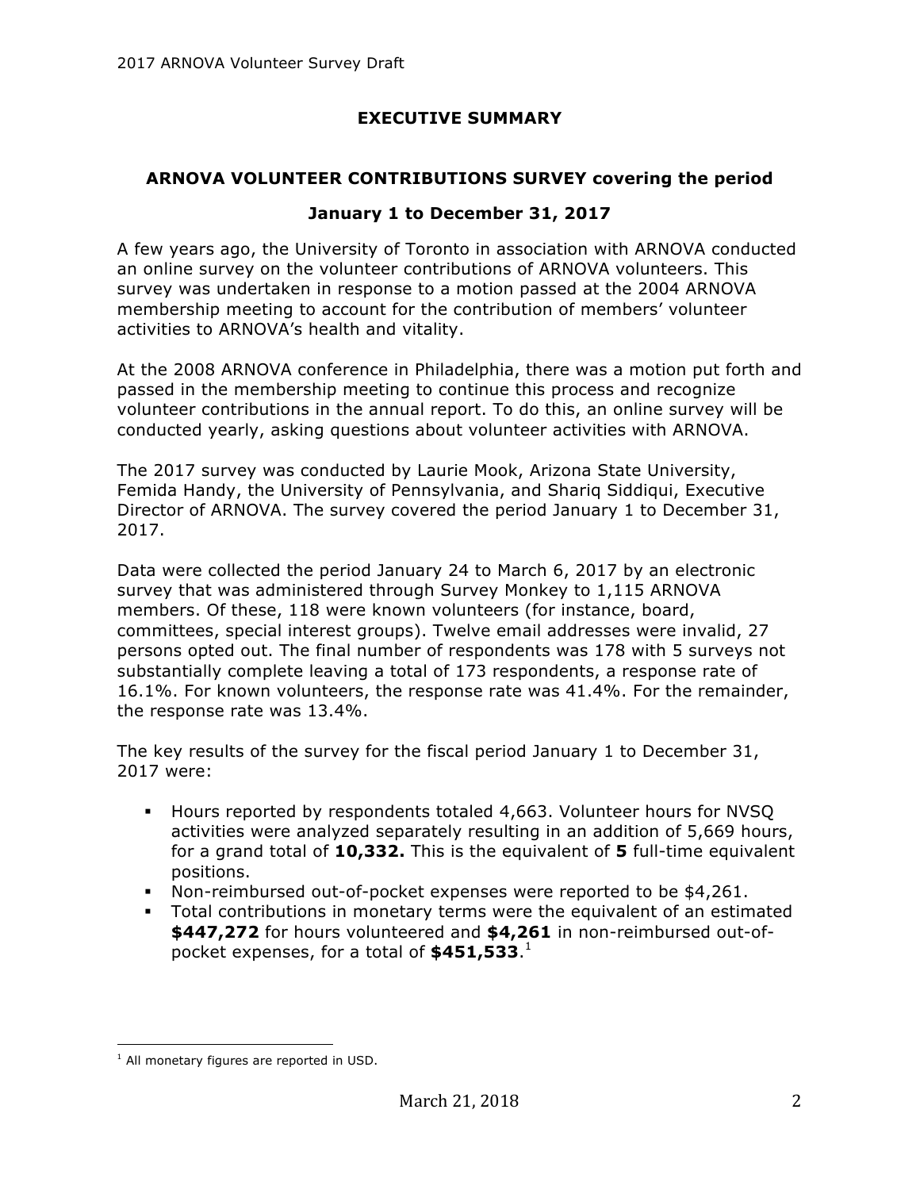# EXECUTIVE SUMMARY

## ARNOVA VOLUNTEER CONTRIBUTIONS SURVEY covering the period

## January 1 to December 31, 2017

A few years ago, the University of Toronto in association with ARNOVA conducted an online survey on the volunteer contributions of ARNOVA volunteers. This survey was undertaken in response to a motion passed at the 2004 ARNOVA membership meeting to account for the contribution of members' volunteer activities to ARNOVA's health and vitality.

At the 2008 ARNOVA conference in Philadelphia, there was a motion put forth and passed in the membership meeting to continue this process and recognize volunteer contributions in the annual report. To do this, an online survey will be conducted yearly, asking questions about volunteer activities with ARNOVA.

The 2017 survey was conducted by Laurie Mook, Arizona State University, Femida Handy, the University of Pennsylvania, and Shariq Siddiqui, Executive Director of ARNOVA. The survey covered the period January 1 to December 31, 2017.

Data were collected the period January 24 to March 6, 2017 by an electronic survey that was administered through Survey Monkey to 1,115 ARNOVA members. Of these, 118 were known volunteers (for instance, board, committees, special interest groups). Twelve email addresses were invalid, 27 persons opted out. The final number of respondents was 178 with 5 surveys not substantially complete leaving a total of 173 respondents, a response rate of 16.1%. For known volunteers, the response rate was 41.4%. For the remainder, the response rate was 13.4%.

The key results of the survey for the fiscal period January 1 to December 31, 2017 were:

- Hours reported by respondents totaled 4,663. Volunteer hours for NVSQ activities were analyzed separately resulting in an addition of 5,669 hours, for a grand total of **10,332.** This is the equivalent of **5** full-time equivalent positions.
- Non-reimbursed out-of-pocket expenses were reported to be $4,261.
- Total contributions in monetary terms were the equivalent of an estimated **$447,272** for hours volunteered and **$4,261** in non-reimbursed out-of-pocket expenses, for a total of **$451,533**.[1]

[1] All monetary figures are reported in USD.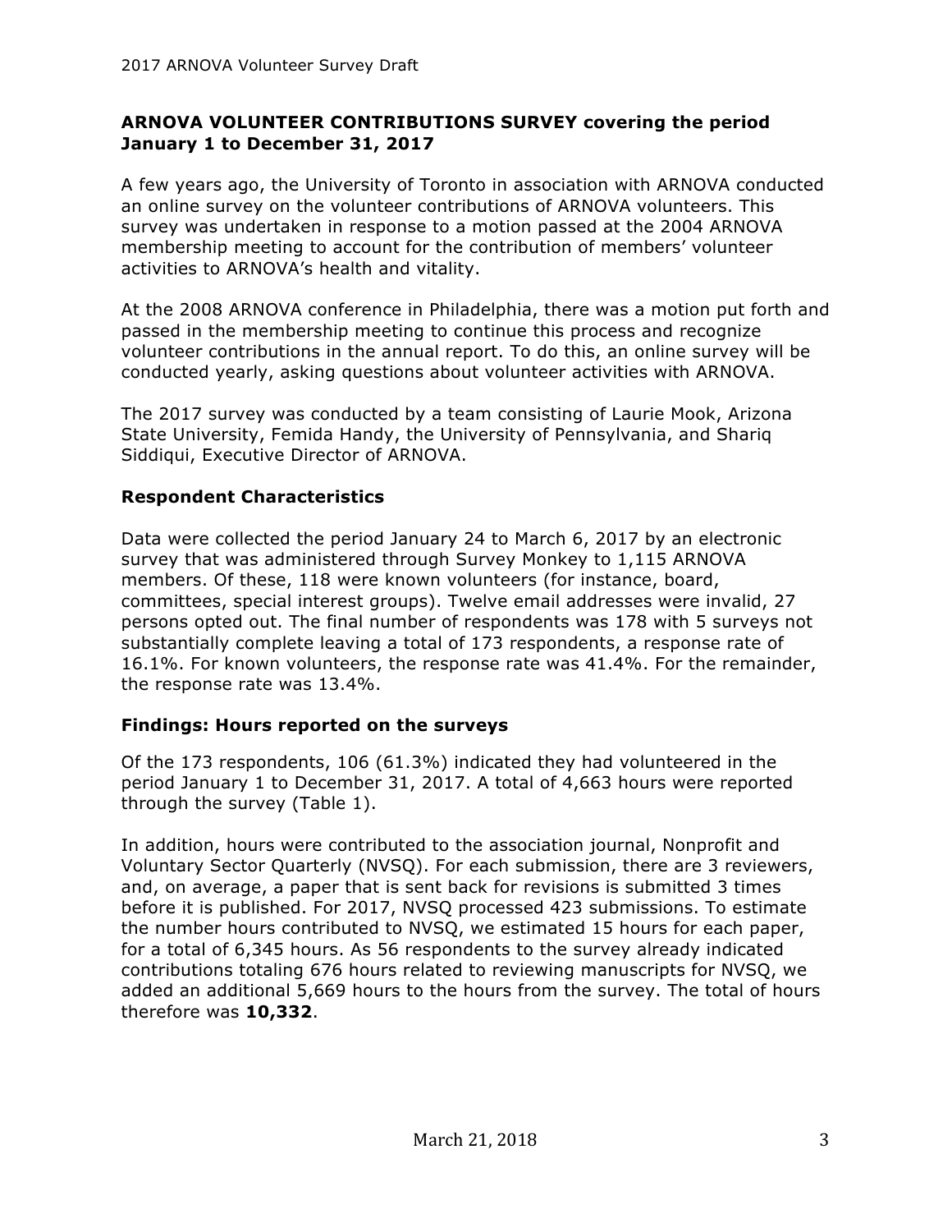## ARNOVA VOLUNTEER CONTRIBUTIONS SURVEY covering the period January 1 to December 31, 2017

A few years ago, the University of Toronto in association with ARNOVA conducted an online survey on the volunteer contributions of ARNOVA volunteers. This survey was undertaken in response to a motion passed at the 2004 ARNOVA membership meeting to account for the contribution of members' volunteer activities to ARNOVA's health and vitality.

At the 2008 ARNOVA conference in Philadelphia, there was a motion put forth and passed in the membership meeting to continue this process and recognize volunteer contributions in the annual report. To do this, an online survey will be conducted yearly, asking questions about volunteer activities with ARNOVA.

The 2017 survey was conducted by a team consisting of Laurie Mook, Arizona State University, Femida Handy, the University of Pennsylvania, and Shariq Siddiqui, Executive Director of ARNOVA.

### Respondent Characteristics

Data were collected the period January 24 to March 6, 2017 by an electronic survey that was administered through Survey Monkey to 1,115 ARNOVA members. Of these, 118 were known volunteers (for instance, board, committees, special interest groups). Twelve email addresses were invalid, 27 persons opted out. The final number of respondents was 178 with 5 surveys not substantially complete leaving a total of 173 respondents, a response rate of 16.1%. For known volunteers, the response rate was 41.4%. For the remainder, the response rate was 13.4%.

### Findings: Hours reported on the surveys

Of the 173 respondents, 106 (61.3%) indicated they had volunteered in the period January 1 to December 31, 2017. A total of 4,663 hours were reported through the survey (Table 1).

In addition, hours were contributed to the association journal, Nonprofit and Voluntary Sector Quarterly (NVSQ). For each submission, there are 3 reviewers, and, on average, a paper that is sent back for revisions is submitted 3 times before it is published. For 2017, NVSQ processed 423 submissions. To estimate the number hours contributed to NVSQ, we estimated 15 hours for each paper, for a total of 6,345 hours. As 56 respondents to the survey already indicated contributions totaling 676 hours related to reviewing manuscripts for NVSQ, we added an additional 5,669 hours to the hours from the survey. The total of hours therefore was **10,332**.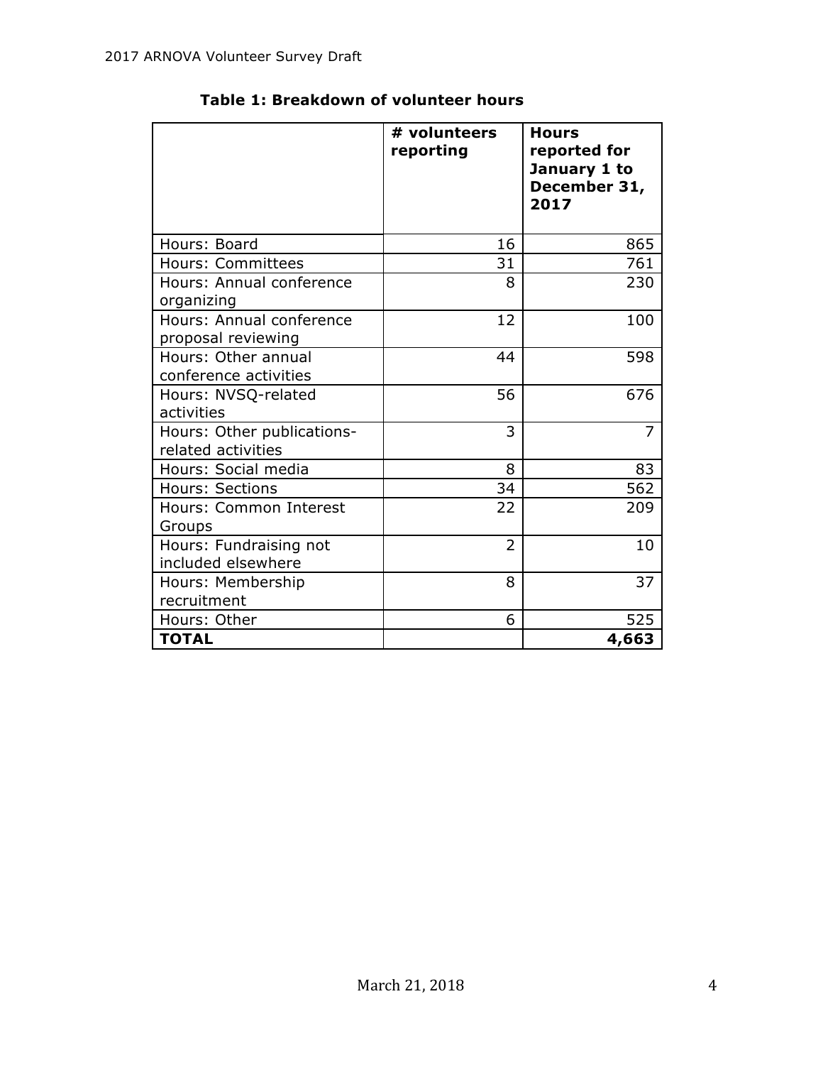**Table 1: Breakdown of volunteer hours**

| | # volunteers reporting | Hours reported for January 1 to December 31, 2017 |
|---|---|---|
| Hours: Board | 16 | 865 |
| Hours: Committees | 31 | 761 |
| Hours: Annual conference organizing | 8 | 230 |
| Hours: Annual conference proposal reviewing | 12 | 100 |
| Hours: Other annual conference activities | 44 | 598 |
| Hours: NVSQ-related activities | 56 | 676 |
| Hours: Other publications-related activities | 3 | 7 |
| Hours: Social media | 8 | 83 |
| Hours: Sections | 34 | 562 |
| Hours: Common Interest Groups | 22 | 209 |
| Hours: Fundraising not included elsewhere | 2 | 10 |
| Hours: Membership recruitment | 8 | 37 |
| Hours: Other | 6 | 525 |
| **TOTAL** | | **4,663** |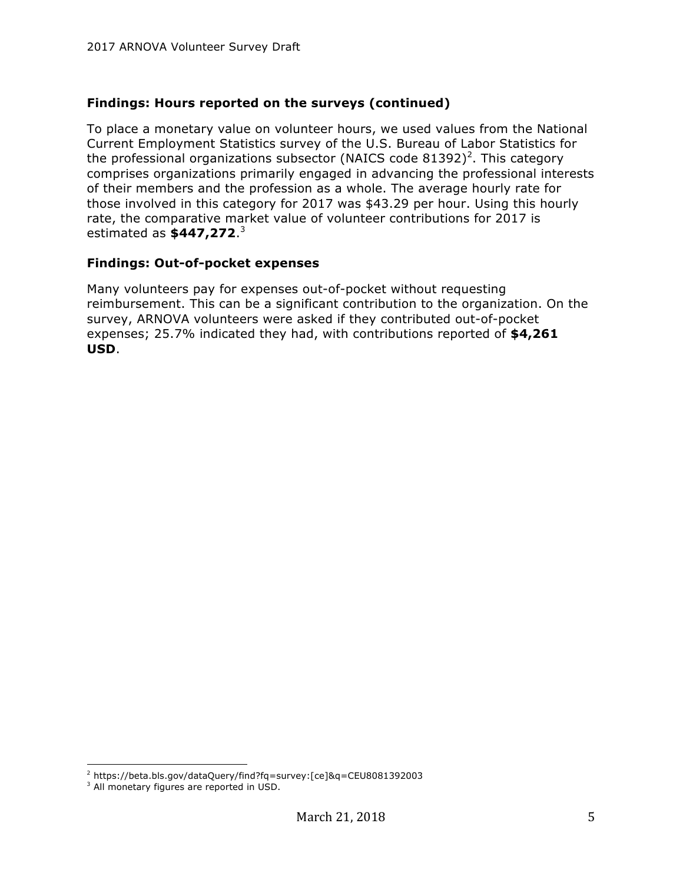### Findings: Hours reported on the surveys (continued)

To place a monetary value on volunteer hours, we used values from the National Current Employment Statistics survey of the U.S. Bureau of Labor Statistics for the professional organizations subsector (NAICS code 81392)[2]. This category comprises organizations primarily engaged in advancing the professional interests of their members and the profession as a whole. The average hourly rate for those involved in this category for 2017 was $43.29 per hour. Using this hourly rate, the comparative market value of volunteer contributions for 2017 is estimated as **$447,272**.[3]

### Findings: Out-of-pocket expenses

Many volunteers pay for expenses out-of-pocket without requesting reimbursement. This can be a significant contribution to the organization. On the survey, ARNOVA volunteers were asked if they contributed out-of-pocket expenses; 25.7% indicated they had, with contributions reported of **$4,261 USD**.

---

[2] https://beta.bls.gov/dataQuery/find?fq=survey:[ce]&q=CEU8081392003

[3] All monetary figures are reported in USD.